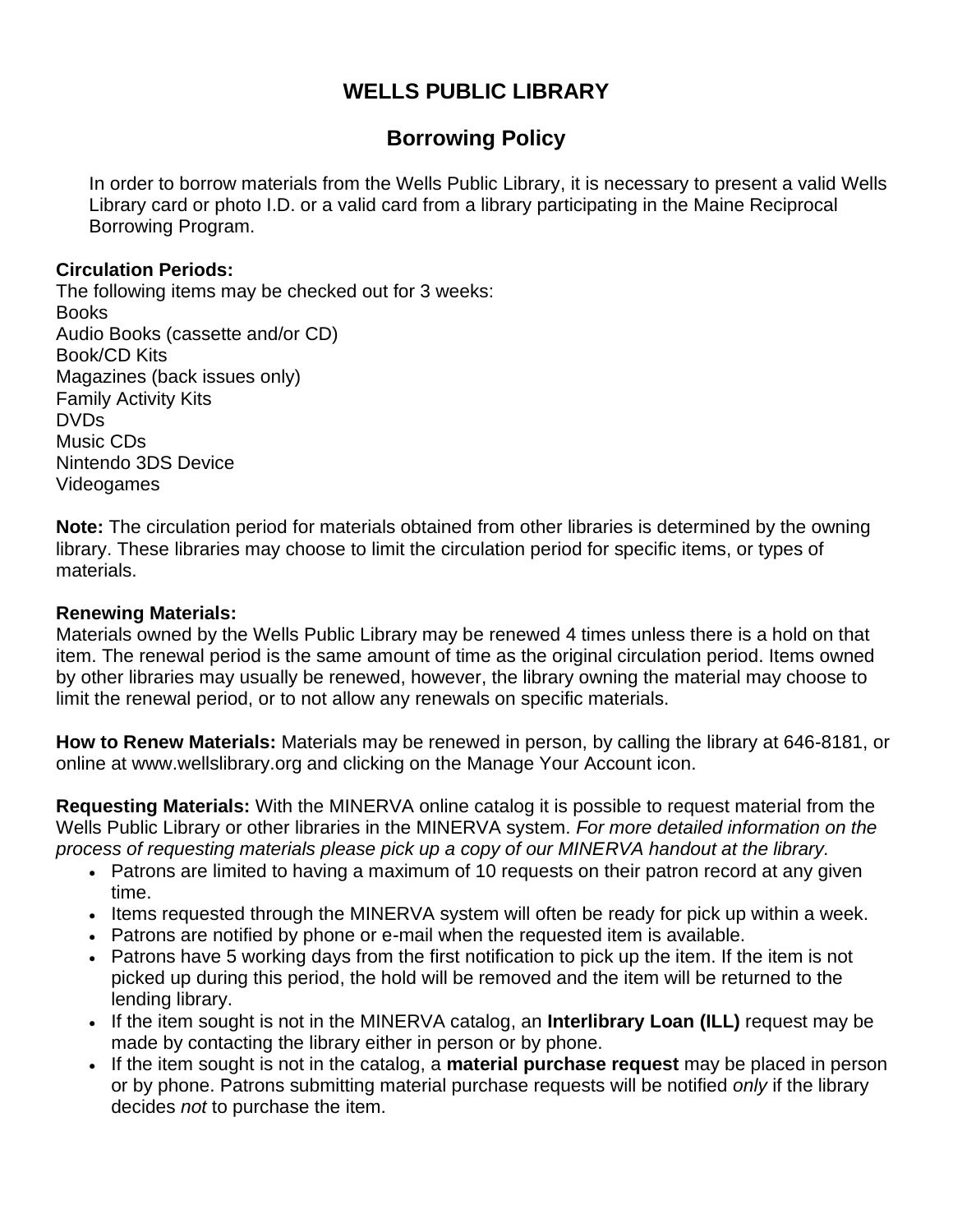# WELLS PUBLIC LIBRARY

## Borrowing Policy

In order to borrow materials from the Wells Public Library, it is necessary to present a valid Wells Library card or photo I.D. or a valid card from a library participating in the Maine Reciprocal Borrowing Program.

**Circulation Periods:**
The following items may be checked out for 3 weeks:
Books
Audio Books (cassette and/or CD)
Book/CD Kits
Magazines (back issues only)
Family Activity Kits
DVDs
Music CDs
Nintendo 3DS Device
Videogames

**Note:** The circulation period for materials obtained from other libraries is determined by the owning library. These libraries may choose to limit the circulation period for specific items, or types of materials.

**Renewing Materials:**
Materials owned by the Wells Public Library may be renewed 4 times unless there is a hold on that item. The renewal period is the same amount of time as the original circulation period. Items owned by other libraries may usually be renewed, however, the library owning the material may choose to limit the renewal period, or to not allow any renewals on specific materials.

**How to Renew Materials:** Materials may be renewed in person, by calling the library at 646-8181, or online at www.wellslibrary.org and clicking on the Manage Your Account icon.

**Requesting Materials:** With the MINERVA online catalog it is possible to request material from the Wells Public Library or other libraries in the MINERVA system. *For more detailed information on the process of requesting materials please pick up a copy of our MINERVA handout at the library.*

- Patrons are limited to having a maximum of 10 requests on their patron record at any given time.
- Items requested through the MINERVA system will often be ready for pick up within a week.
- Patrons are notified by phone or e-mail when the requested item is available.
- Patrons have 5 working days from the first notification to pick up the item. If the item is not picked up during this period, the hold will be removed and the item will be returned to the lending library.
- If the item sought is not in the MINERVA catalog, an **Interlibrary Loan (ILL)** request may be made by contacting the library either in person or by phone.
- If the item sought is not in the catalog, a **material purchase request** may be placed in person or by phone. Patrons submitting material purchase requests will be notified *only* if the library decides *not* to purchase the item.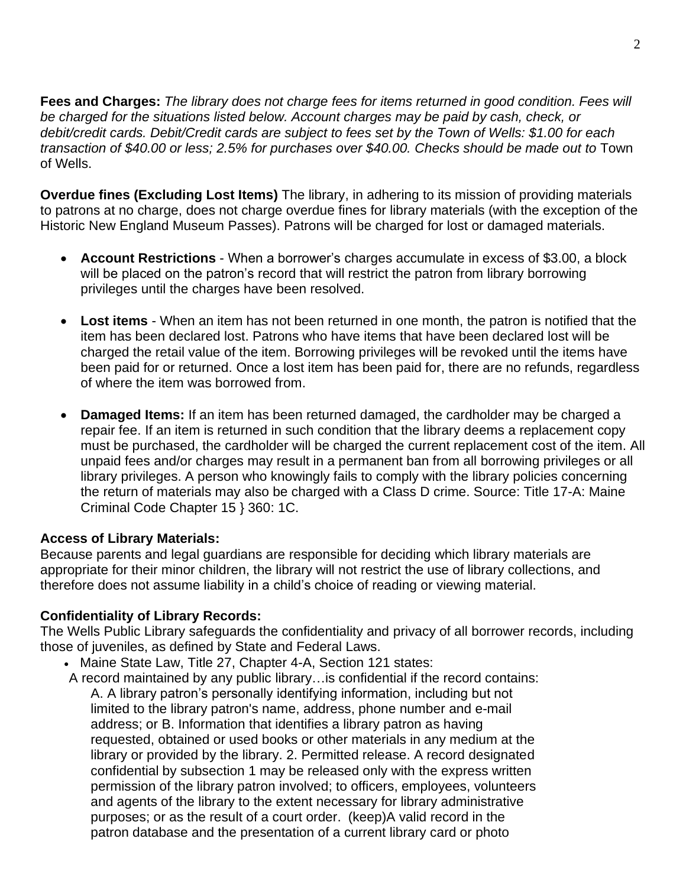**Fees and Charges:** *The library does not charge fees for items returned in good condition. Fees will be charged for the situations listed below. Account charges may be paid by cash, check, or debit/credit cards. Debit/Credit cards are subject to fees set by the Town of Wells: $1.00 for each transaction of $40.00 or less; 2.5% for purchases over $40.00. Checks should be made out to* Town of Wells.

**Overdue fines (Excluding Lost Items)** The library, in adhering to its mission of providing materials to patrons at no charge, does not charge overdue fines for library materials (with the exception of the Historic New England Museum Passes). Patrons will be charged for lost or damaged materials.

- **Account Restrictions** - When a borrower's charges accumulate in excess of $3.00, a block will be placed on the patron's record that will restrict the patron from library borrowing privileges until the charges have been resolved.

- **Lost items** - When an item has not been returned in one month, the patron is notified that the item has been declared lost. Patrons who have items that have been declared lost will be charged the retail value of the item. Borrowing privileges will be revoked until the items have been paid for or returned. Once a lost item has been paid for, there are no refunds, regardless of where the item was borrowed from.

- **Damaged Items:** If an item has been returned damaged, the cardholder may be charged a repair fee. If an item is returned in such condition that the library deems a replacement copy must be purchased, the cardholder will be charged the current replacement cost of the item. All unpaid fees and/or charges may result in a permanent ban from all borrowing privileges or all library privileges. A person who knowingly fails to comply with the library policies concerning the return of materials may also be charged with a Class D crime. Source: Title 17-A: Maine Criminal Code Chapter 15 } 360: 1C.

**Access of Library Materials:**
Because parents and legal guardians are responsible for deciding which library materials are appropriate for their minor children, the library will not restrict the use of library collections, and therefore does not assume liability in a child's choice of reading or viewing material.

**Confidentiality of Library Records:**
The Wells Public Library safeguards the confidentiality and privacy of all borrower records, including those of juveniles, as defined by State and Federal Laws.

- Maine State Law, Title 27, Chapter 4-A, Section 121 states:

A record maintained by any public library…is confidential if the record contains:

A. A library patron's personally identifying information, including but not limited to the library patron's name, address, phone number and e-mail address; or B. Information that identifies a library patron as having requested, obtained or used books or other materials in any medium at the library or provided by the library. 2. Permitted release. A record designated confidential by subsection 1 may be released only with the express written permission of the library patron involved; to officers, employees, volunteers and agents of the library to the extent necessary for library administrative purposes; or as the result of a court order. (keep)A valid record in the patron database and the presentation of a current library card or photo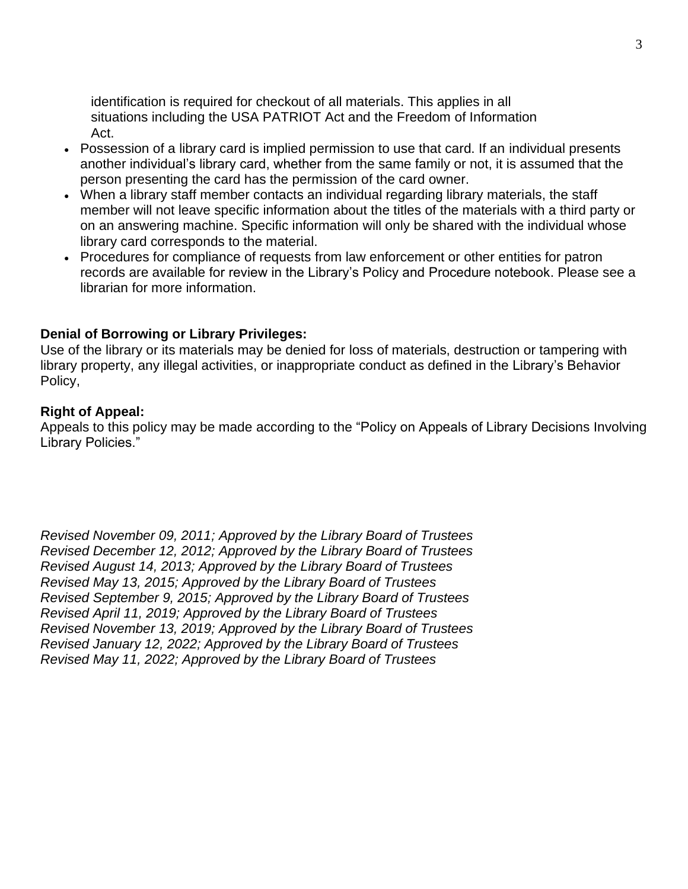identification is required for checkout of all materials. This applies in all situations including the USA PATRIOT Act and the Freedom of Information Act.

- Possession of a library card is implied permission to use that card. If an individual presents another individual's library card, whether from the same family or not, it is assumed that the person presenting the card has the permission of the card owner.
- When a library staff member contacts an individual regarding library materials, the staff member will not leave specific information about the titles of the materials with a third party or on an answering machine. Specific information will only be shared with the individual whose library card corresponds to the material.
- Procedures for compliance of requests from law enforcement or other entities for patron records are available for review in the Library's Policy and Procedure notebook. Please see a librarian for more information.

**Denial of Borrowing or Library Privileges:**
Use of the library or its materials may be denied for loss of materials, destruction or tampering with library property, any illegal activities, or inappropriate conduct as defined in the Library's Behavior Policy,

**Right of Appeal:**
Appeals to this policy may be made according to the "Policy on Appeals of Library Decisions Involving Library Policies."

*Revised November 09, 2011; Approved by the Library Board of Trustees*
*Revised December 12, 2012; Approved by the Library Board of Trustees*
*Revised August 14, 2013; Approved by the Library Board of Trustees*
*Revised May 13, 2015; Approved by the Library Board of Trustees*
*Revised September 9, 2015; Approved by the Library Board of Trustees*
*Revised April 11, 2019; Approved by the Library Board of Trustees*
*Revised November 13, 2019; Approved by the Library Board of Trustees*
*Revised January 12, 2022; Approved by the Library Board of Trustees*
*Revised May 11, 2022; Approved by the Library Board of Trustees*